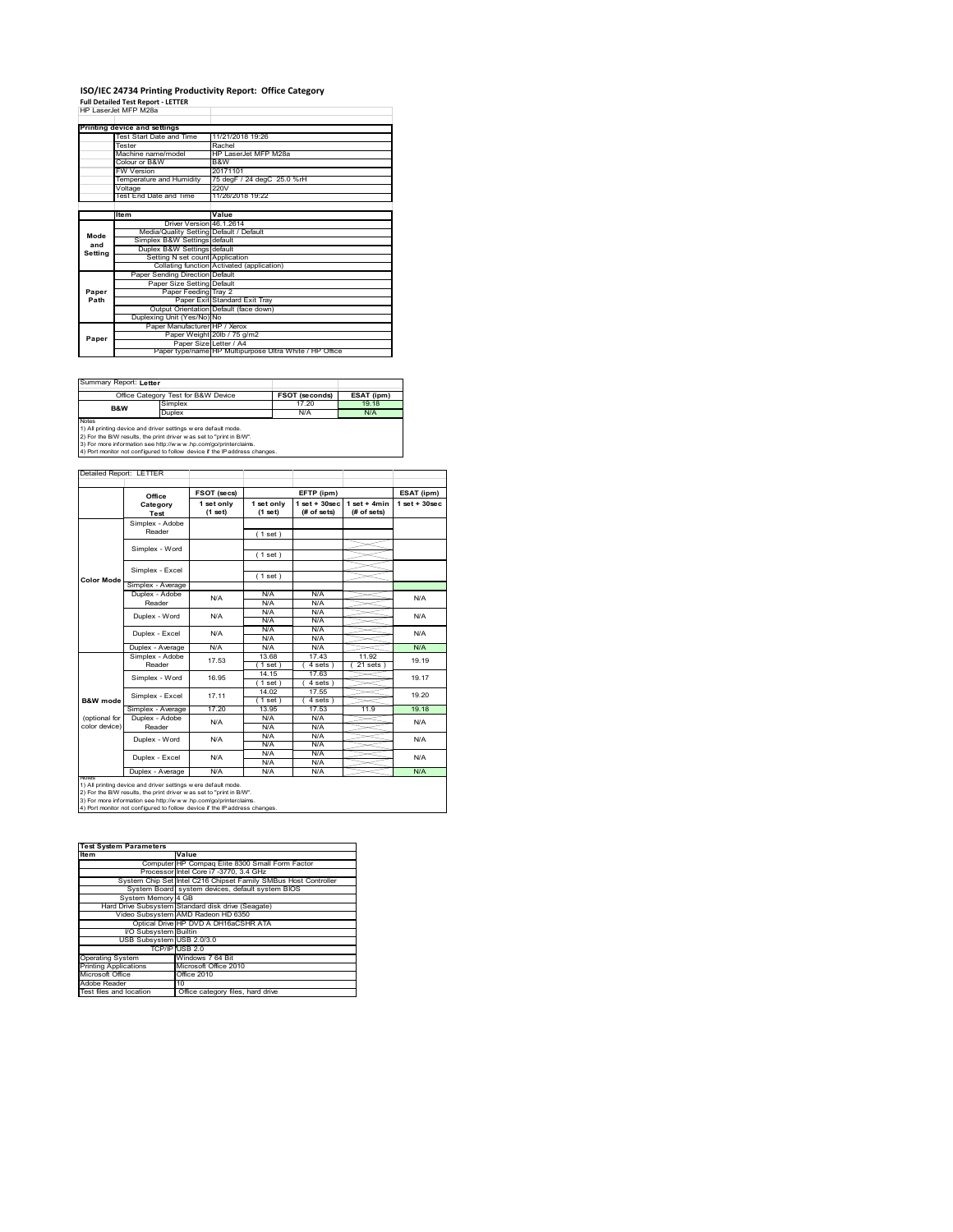# ISO/IEC 24734 Printing Productivity Report: Office Category

**Full Detailed Test Report - LETTER**

HP LaserJet MFP M28a

| Printing device and settings | |
|---|---|
| Test Start Date and Time | 11/21/2018 19:26 |
| Tester | Rachel |
| Machine name/model | HP LaserJet MFP M28a |
| Colour or B&W | B&W |
| FW Version | 20171101 |
| Temperature and Humidity | 75 degF / 24 degC 25.0 %rH |
| Voltage | 220V |
| Test End Date and Time | 11/26/2018 19:22 |

| | Item | Value |
|---|---|---|
| Mode and Setting | Driver Version | 46.1.2614 |
| | Media/Quality Setting | Default / Default |
| | Simplex B&W Settings | default |
| | Duplex B&W Settings | default |
| | Setting N set count | Application |
| | Collating function | Activated (application) |
| Paper Path | Paper Sending Direction | Default |
| | Paper Size Setting | Default |
| | Paper Feeding | Tray 2 |
| | Paper Exit | Standard Exit Tray |
| | Output Orientation | Default (face down) |
| | Duplexing Unit (Yes/No) | No |
| Paper | Paper Manufacturer | HP / Xerox |
| | Paper Weight | 20lb / 75 g/m2 |
| | Paper Size | Letter / A4 |
| | Paper type/name | HP Multipurpose Ultra White / HP Office |

Summary Report: **Letter**

| Office Category Test for B&W Device | | FSOT (seconds) | ESAT (ipm) |
|---|---|---|---|
| B&W | Simplex | 17.20 | 19.18 |
| | Duplex | N/A | N/A |

Notes
1) All printing device and driver settings were default mode.
2) For the B/W results, the print driver was set to "print in B/W".
3) For more information see http://www.hp.com/go/printerclaims.
4) Port monitor not configured to follow device if the IP address changes.

Detailed Report: LETTER

| | Office Category Test | FSOT (secs) 1 set only (1 set) | EFTP (ipm) 1 set only (1 set) | EFTP (ipm) 1 set + 30sec (# of sets) | EFTP (ipm) 1 set + 4min (# of sets) | ESAT (ipm) 1 set + 30sec |
|---|---|---|---|---|---|---|
| Color Mode | Simplex - Adobe Reader | | ( 1 set ) | | | |
| | Simplex - Word | | ( 1 set ) | | | |
| | Simplex - Excel | | ( 1 set ) | | | |
| | Simplex - Average | | | | | |
| | Duplex - Adobe Reader | N/A | N/A / N/A | N/A / N/A | | N/A |
| | Duplex - Word | N/A | N/A / N/A | N/A / N/A | | N/A |
| | Duplex - Excel | N/A | N/A / N/A | N/A / N/A | | N/A |
| | Duplex - Average | N/A | N/A | N/A | | N/A |
| B&W mode (optional for color device) | Simplex - Adobe Reader | 17.53 | 13.68 ( 1 set ) | 17.43 ( 4 sets ) | 11.92 ( 21 sets ) | 19.19 |
| | Simplex - Word | 16.95 | 14.15 ( 1 set ) | 17.63 ( 4 sets ) | | 19.17 |
| | Simplex - Excel | 17.11 | 14.02 ( 1 set ) | 17.55 ( 4 sets ) | | 19.20 |
| | Simplex - Average | 17.20 | 13.95 | 17.53 | 11.9 | 19.18 |
| | Duplex - Adobe Reader | N/A | N/A / N/A | N/A / N/A | | N/A |
| | Duplex - Word | N/A | N/A / N/A | N/A / N/A | | N/A |
| | Duplex - Excel | N/A | N/A / N/A | N/A / N/A | | N/A |
| | Duplex - Average | N/A | N/A | N/A | | N/A |

Notes
1) All printing device and driver settings were default mode.
2) For the B/W results, the print driver was set to "print in B/W".
3) For more information see http://www.hp.com/go/printerclaims.
4) Port monitor not configured to follow device if the IP address changes.

| Test System Parameters | |
|---|---|
| Item | Value |
| Computer | HP Compaq Elite 8300 Small Form Factor |
| Processor | Intel Core i7 -3770, 3.4 GHz |
| System Chip Set | Intel C216 Chipset Family SMBus Host Controller |
| System Board | system devices, default system BIOS |
| System Memory | 4 GB |
| Hard Drive Subsystem | Standard disk drive (Seagate) |
| Video Subsystem | AMD Radeon HD 6350 |
| Optical Drive | HP DVD A DH16aCSHR ATA |
| I/O Subsystem | Builtin |
| USB Subsystem | USB 2.0/3.0 |
| TCP/IP | USB 2.0 |
| Operating System | Windows 7 64 Bit |
| Printing Applications | Microsoft Office 2010 |
| Microsoft Office | Office 2010 |
| Adobe Reader | 10 |
| Test files and location | Office category files, hard drive |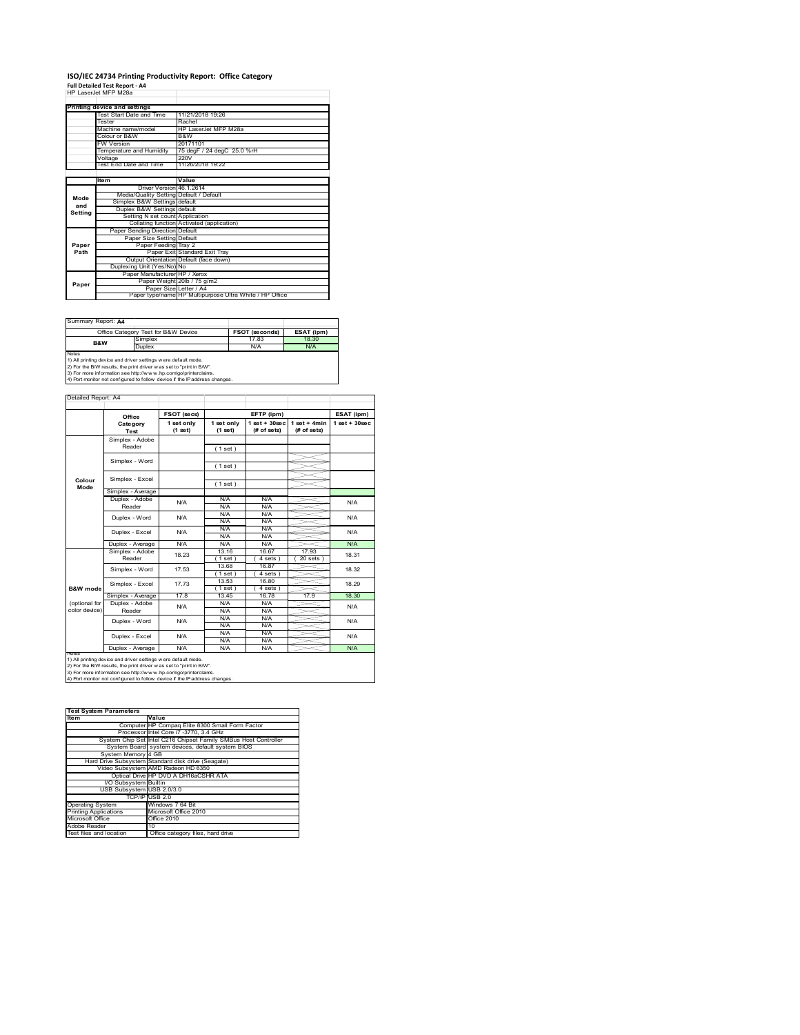# ISO/IEC 24734 Printing Productivity Report: Office Category

**Full Detailed Test Report - A4**

HP LaserJet MFP M28a

| Printing device and settings | |
|---|---|
| Test Start Date and Time | 11/21/2018 19:26 |
| Tester | Rachel |
| Machine name/model | HP LaserJet MFP M28a |
| Colour or B&W | B&W |
| FW Version | 20171101 |
| Temperature and Humidity | 75 degF / 24 degC 25.0 %rH |
| Voltage | 220V |
| Test End Date and Time | 11/26/2018 19:22 |

| | Item | Value |
|---|---|---|
| Mode and Setting | Driver Version | 46.1.2614 |
| | Media/Quality Setting | Default / Default |
| | Simplex B&W Settings | default |
| | Duplex B&W Settings | default |
| | Setting N set count | Application |
| | Collating function | Activated (application) |
| Paper Path | Paper Sending Direction | Default |
| | Paper Size Setting | Default |
| | Paper Feeding | Tray 2 |
| | Paper Exit | Standard Exit Tray |
| | Output Orientation | Default (face down) |
| | Duplexing Unit (Yes/No) | No |
| Paper | Paper Manufacturer | HP / Xerox |
| | Paper Weight | 20lb / 75 g/m2 |
| | Paper Size | Letter / A4 |
| | Paper type/name | HP Multipurpose Ultra White / HP Office |

Summary Report: **A4**

| Office Category Test for B&W Device | | FSOT (seconds) | ESAT (ipm) |
|---|---|---|---|
| B&W | Simplex | 17.83 | 18.30 |
| | Duplex | N/A | N/A |

Notes
1) All printing device and driver settings were default mode.
2) For the B/W results, the print driver was set to "print in B/W".
3) For more information see http://www.hp.com/go/printerclaims.
4) Port monitor not configured to follow device if the IP address changes.

Detailed Report: A4

| | Office Category Test | FSOT (secs) 1 set only (1 set) | EFTP (ipm) 1 set only (1 set) | EFTP (ipm) 1 set + 30sec (# of sets) | EFTP (ipm) 1 set + 4min (# of sets) | ESAT (ipm) 1 set + 30sec |
|---|---|---|---|---|---|---|
| Colour Mode | Simplex - Adobe Reader | | (1 set) | | | |
| | Simplex - Word | | (1 set) | | | |
| | Simplex - Excel | | (1 set) | | | |
| | Simplex - Average | | | | | |
| | Duplex - Adobe Reader | N/A | N/A<br>N/A | N/A<br>N/A | | N/A |
| | Duplex - Word | N/A | N/A<br>N/A | N/A<br>N/A | | N/A |
| | Duplex - Excel | N/A | N/A<br>N/A | N/A<br>N/A | | N/A |
| | Duplex - Average | N/A | N/A | N/A | | N/A |
| B&W mode (optional for color device) | Simplex - Adobe Reader | 18.23 | 13.16<br>(1 set) | 16.67<br>(4 sets) | 17.93<br>(20 sets) | 18.31 |
| | Simplex - Word | 17.53 | 13.68<br>(1 set) | 16.87<br>(4 sets) | | 18.32 |
| | Simplex - Excel | 17.73 | 13.53<br>(1 set) | 16.80<br>(4 sets) | | 18.29 |
| | Simplex - Average | 17.8 | 13.45 | 16.78 | 17.9 | 18.30 |
| | Duplex - Adobe Reader | N/A | N/A<br>N/A | N/A<br>N/A | | N/A |
| | Duplex - Word | N/A | N/A<br>N/A | N/A<br>N/A | | N/A |
| | Duplex - Excel | N/A | N/A<br>N/A | N/A<br>N/A | | N/A |
| | Duplex - Average | N/A | N/A | N/A | | N/A |

Notes
1) All printing device and driver settings were default mode.
2) For the B/W results, the print driver was set to "print in B/W".
3) For more information see http://www.hp.com/go/printerclaims.
4) Port monitor not configured to follow device if the IP address changes.

| Test System Parameters | |
|---|---|
| **Item** | **Value** |
| Computer | HP Compaq Elite 8300 Small Form Factor |
| Processor | Intel Core i7 -3770, 3.4 GHz |
| System Chip Set | Intel C216 Chipset Family SMBus Host Controller |
| System Board | system devices, default system BIOS |
| System Memory | 4 GB |
| Hard Drive Subsystem | Standard disk drive (Seagate) |
| Video Subsystem | AMD Radeon HD 6350 |
| Optical Drive | HP DVD A DH16aCSHR ATA |
| I/O Subsystem | Builtin |
| USB Subsystem | USB 2.0/3.0 |
| TCP/IP | USB 2.0 |
| Operating System | Windows 7 64 Bit |
| Printing Applications | Microsoft Office 2010 |
| Microsoft Office | Office 2010 |
| Adobe Reader | 10 |
| Test files and location | Office category files, hard drive |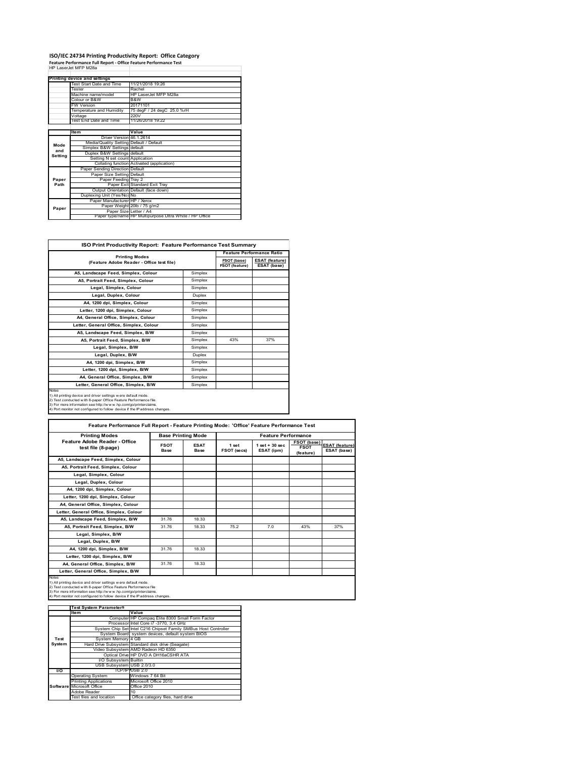# ISO/IEC 24734 Printing Productivity Report: Office Category

**Feature Performance Full Report - Office Feature Performance Test**

HP LaserJet MFP M28a

| Printing device and settings | | |
|---|---|---|
| | Test Start Date and Time | 11/21/2018 19:26 |
| | Tester | Rachel |
| | Machine name/model | HP LaserJet MFP M28a |
| | Colour or B&W | B&W |
| | FW Version | 20171101 |
| | Temperature and Humidity | 75 degF / 24 degC 25.0 %rH |
| | Voltage | 220V |
| | Test End Date and Time | 11/26/2018 19:22 |

| | Item | Value |
|---|---|---|
| Mode and Setting | Driver Version | 46.1.2614 |
| | Media/Quality Setting | Default / Default |
| | Simplex B&W Settings | default |
| | Duplex B&W Settings | default |
| | Setting N set count | Application |
| | Collating function | Activated (application) |
| Paper Path | Paper Sending Direction | Default |
| | Paper Size Setting | Default |
| | Paper Feeding | Tray 2 |
| | Paper Exit | Standard Exit Tray |
| | Output Orientation | Default (face down) |
| | Duplexing Unit (Yes/No) | No |
| Paper | Paper Manufacturer | HP / Xerox |
| | Paper Weight | 20lb / 75 g/m2 |
| | Paper Size | Letter / A4 |
| | Paper type/name | HP Multipurpose Ultra White / HP Office |

## ISO Print Productivity Report: Feature Performance Test Summary

| Printing Modes (Feature Adobe Reader - Office test file) | | Feature Performance Ratio FSOT (base) / FSOT (feature) | ESAT (feature) / ESAT (base) |
|---|---|---|---|
| A5, Landscape Feed, Simplex, Colour | Simplex | | |
| A5, Portrait Feed, Simplex, Colour | Simplex | | |
| Legal, Simplex, Colour | Simplex | | |
| Legal, Duplex, Colour | Duplex | | |
| A4, 1200 dpi, Simplex, Colour | Simplex | | |
| Letter, 1200 dpi, Simplex, Colour | Simplex | | |
| A4, General Office, Simplex, Colour | Simplex | | |
| Letter, General Office, Simplex, Colour | Simplex | | |
| A5, Landscape Feed, Simplex, B/W | Simplex | | |
| A5, Portrait Feed, Simplex, B/W | Simplex | 43% | 37% |
| Legal, Simplex, B/W | Simplex | | |
| Legal, Duplex, B/W | Duplex | | |
| A4, 1200 dpi, Simplex, B/W | Simplex | | |
| Letter, 1200 dpi, Simplex, B/W | Simplex | | |
| A4, General Office, Simplex, B/W | Simplex | | |
| Letter, General Office, Simplex, B/W | Simplex | | |

Notes
1) All printing device and driver settings were default mode.
2) Test conducted with 8-paper Office Feature Performance file.
3) For more information see http://www.hp.com/go/printerclaims.
4) Port monitor not configured to follow device if the IP address changes.

## Feature Performance Full Report - Feature Printing Mode: 'Office' Feature Performance Test

| Printing Modes Feature Adobe Reader - Office test file (8-page) | Base Printing Mode FSOT Base | ESAT Base | Feature Performance 1 set FSOT (secs) | 1 set + 30 sec ESAT (ipm) | FSOT (base) / FSOT (feature) | ESAT (feature) / ESAT (base) |
|---|---|---|---|---|---|---|
| A5, Landscape Feed, Simplex, Colour | | | | | | |
| A5, Portrait Feed, Simplex, Colour | | | | | | |
| Legal, Simplex, Colour | | | | | | |
| Legal, Duplex, Colour | | | | | | |
| A4, 1200 dpi, Simplex, Colour | | | | | | |
| Letter, 1200 dpi, Simplex, Colour | | | | | | |
| A4, General Office, Simplex, Colour | | | | | | |
| Letter, General Office, Simplex, Colour | | | | | | |
| A5, Landscape Feed, Simplex, B/W | 31.76 | 18.33 | | | | |
| A5, Portrait Feed, Simplex, B/W | 31.76 | 18.33 | 75.2 | 7.0 | 43% | 37% |
| Legal, Simplex, B/W | | | | | | |
| Legal, Duplex, B/W | | | | | | |
| A4, 1200 dpi, Simplex, B/W | 31.76 | 18.33 | | | | |
| Letter, 1200 dpi, Simplex, B/W | | | | | | |
| A4, General Office, Simplex, B/W | 31.76 | 18.33 | | | | |
| Letter, General Office, Simplex, B/W | | | | | | |

Notes
1) All printing device and driver settings were default mode.
2) Test conducted with 8-paper Office Feature Performance file
3) For more information see http://www.hp.com/go/printerclaims.
4) Port monitor not configured to follow device if the IP address changes.

| | Test System Parameters Item | Value |
|---|---|---|
| Test System | Computer | HP Compaq Elite 8300 Small Form Factor |
| | Processor | Intel Core i7 -3770, 3.4 GHz |
| | System Chip Set | Intel C216 Chipset Family SMBus Host Controller |
| | System Board | system devices, default system BIOS |
| | System Memory | 4 GB |
| | Hard Drive Subsystem | Standard disk drive (Seagate) |
| | Video Subsystem | AMD Radeon HD 6350 |
| | Optical Drive | HP DVD A DH16aCSHR ATA |
| | I/O Subsystem | Builtin |
| | USB Subsystem | USB 2.0/3.0 |
| I/O | TCP/IP | USB 2.0 |
| Software | Operating System | Windows 7 64 Bit |
| | Printing Applications | Microsoft Office 2010 |
| | Microsoft Office | Office 2010 |
| | Adobe Reader | 10 |
| | Test files and location | Office category files, hard drive |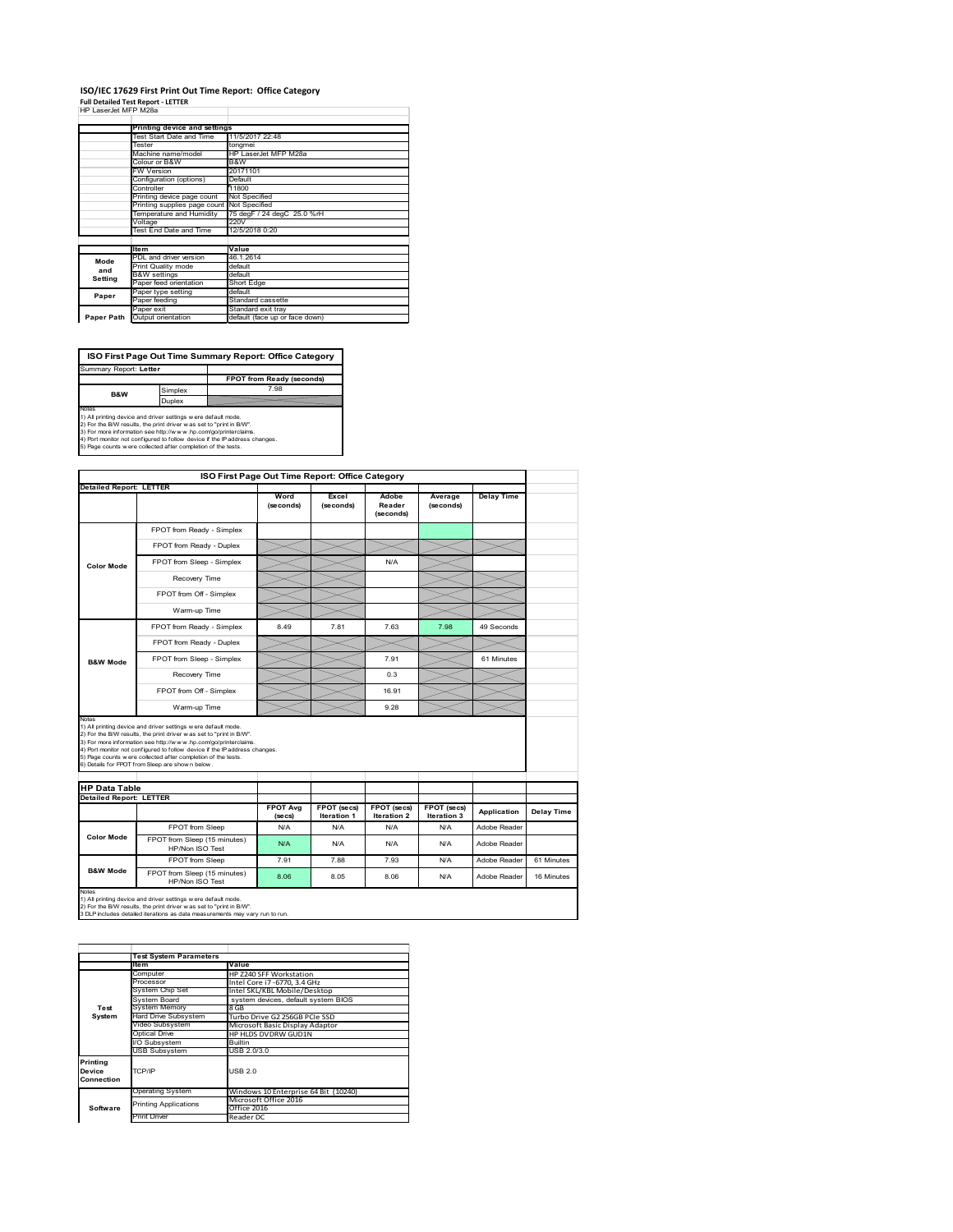# ISO/IEC 17629 First Print Out Time Report: Office Category

**Full Detailed Test Report - LETTER**

HP LaserJet MFP M28a

| | Printing device and settings | |
|---|---|---|
| | Test Start Date and Time | 11/5/2017 22:48 |
| | Tester | tongmei |
| | Machine name/model | HP LaserJet MFP M28a |
| | Colour or B&W | B&W |
| | FW Version | 20171101 |
| | Configuration (options) | Default |
| | Controller | 11800 |
| | Printing device page count | Not Specified |
| | Printing supplies page count | Not Specified |
| | Temperature and Humidity | 75 degF / 24 degC 25.0 %rH |
| | Voltage | 220V |
| | Test End Date and Time | 12/5/2018 0:20 |

| | Item | Value |
|---|---|---|
| Mode and Setting | PDL and driver version | 46.1.2614 |
| | Print Quality mode | default |
| | B&W settings | default |
| | Paper feed orientation | Short Edge |
| Paper | Paper type setting | default |
| | Paper feeding | Standard cassette |
| Paper Path | Paper exit | Standard exit tray |
| | Output orientation | default (face up or face down) |

| ISO First Page Out Time Summary Report: Office Category | | |
|---|---|---|
| Summary Report: **Letter** | | |
| | | FPOT from Ready (seconds) |
| B&W | Simplex | 7.98 |
| | Duplex | |

Notes
1) All printing device and driver settings were default mode.
2) For the B/W results, the print driver was set to "print in B/W".
3) For more information see http://www.hp.com/go/printerclaims.
4) Port monitor not configured to follow device if the IP address changes.
5) Page counts were collected after completion of the tests.

**ISO First Page Out Time Report: Office Category**

| Detailed Report: LETTER | | Word (seconds) | Excel (seconds) | Adobe Reader (seconds) | Average (seconds) | Delay Time |
|---|---|---|---|---|---|---|
| Color Mode | FPOT from Ready - Simplex | | | | | |
| | FPOT from Ready - Duplex | | | | | |
| | FPOT from Sleep - Simplex | | | N/A | | |
| | Recovery Time | | | | | |
| | FPOT from Off - Simplex | | | | | |
| | Warm-up Time | | | | | |
| B&W Mode | FPOT from Ready - Simplex | 8.49 | 7.81 | 7.63 | 7.98 | 49 Seconds |
| | FPOT from Ready - Duplex | | | | | |
| | FPOT from Sleep - Simplex | | | 7.91 | | 61 Minutes |
| | Recovery Time | | | 0.3 | | |
| | FPOT from Off - Simplex | | | 16.91 | | |
| | Warm-up Time | | | 9.28 | | |

Notes
1) All printing device and driver settings were default mode.
2) For the B/W results, the print driver was set to "print in B/W".
3) For more information see http://www.hp.com/go/printerclaims.
4) Port monitor not configured to follow device if the IP address changes.
5) Page counts were collected after completion of the tests.
6) Details for FPOT from Sleep are shown below.

**HP Data Table**

| Detailed Report: LETTER | | FPOT Avg (secs) | FPOT (secs) Iteration 1 | FPOT (secs) Iteration 2 | FPOT (secs) Iteration 3 | Application | Delay Time |
|---|---|---|---|---|---|---|---|
| Color Mode | FPOT from Sleep | N/A | N/A | N/A | N/A | Adobe Reader | |
| | FPOT from Sleep (15 minutes) HP/Non ISO Test | N/A | N/A | N/A | N/A | Adobe Reader | |
| B&W Mode | FPOT from Sleep | 7.91 | 7.88 | 7.93 | N/A | Adobe Reader | 61 Minutes |
| | FPOT from Sleep (15 minutes) HP/Non ISO Test | 8.06 | 8.05 | 8.06 | N/A | Adobe Reader | 16 Minutes |

Notes
1) All printing device and driver settings were default mode.
2) For the B/W results, the print driver was set to "print in B/W".
3 DLP includes detailed iterations as data measurements may vary run to run.

| | Test System Parameters | |
|---|---|---|
| | Item | Value |
| Test System | Computer | HP Z240 SFF Workstation |
| | Processor | Intel Core i7 -6770, 3.4 GHz |
| | System Chip Set | Intel SKL/KBL Mobile/Desktop |
| | System Board | system devices, default system BIOS |
| | System Memory | 8 GB |
| | Hard Drive Subsystem | Turbo Drive G2 256GB PCIe SSD |
| | Video Subsystem | Microsoft Basic Display Adaptor |
| | Optical Drive | HP HLDS DVDRW GUD1N |
| | I/O Subsystem | Builtin |
| | USB Subsystem | USB 2.0/3.0 |
| Printing Device Connection | TCP/IP | USB 2.0 |
| Software | Operating System | Windows 10 Enterprise 64 Bit (10240) |
| | Printing Applications | Microsoft Office 2016 |
| | | Office 2016 |
| | Print Driver | Reader DC |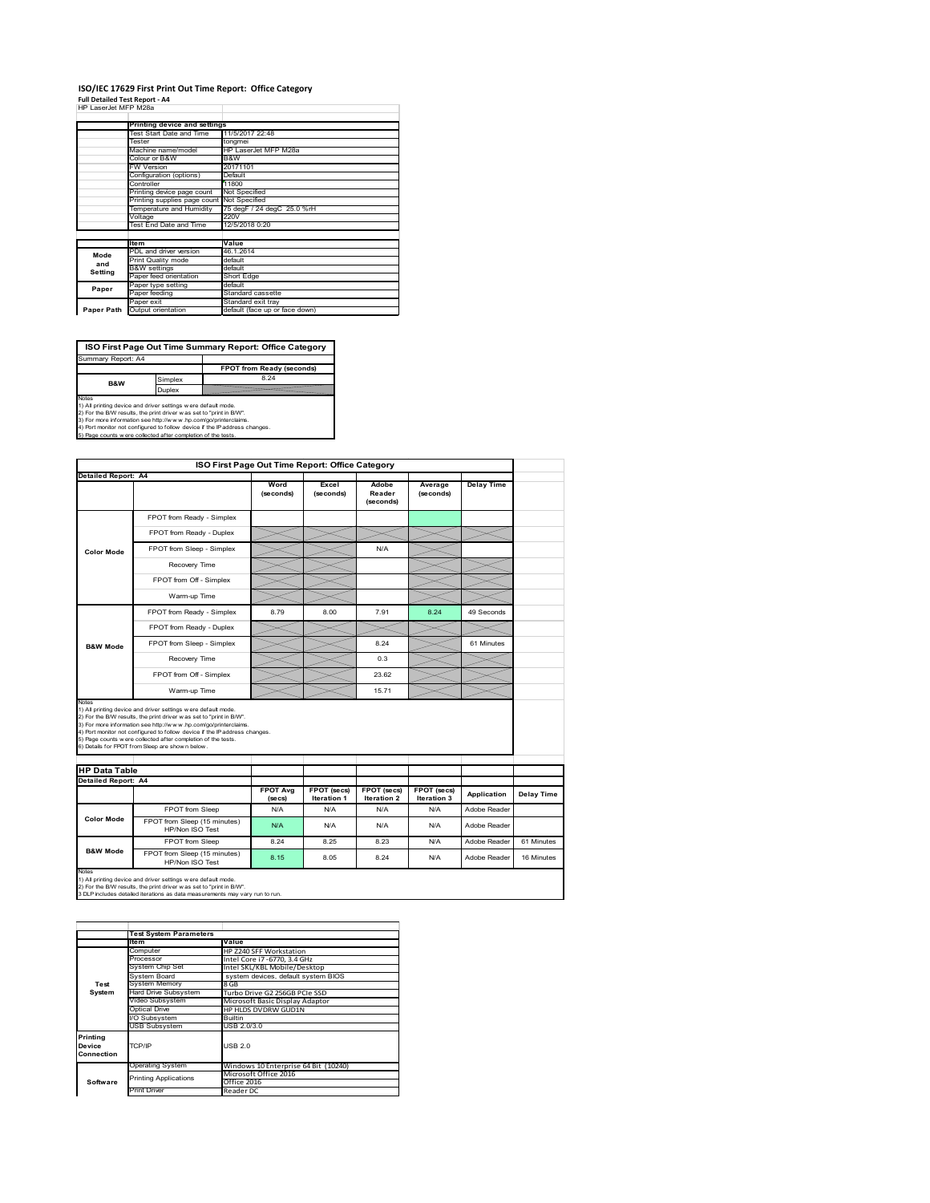# ISO/IEC 17629 First Print Out Time Report: Office Category

**Full Detailed Test Report - A4**

HP LaserJet MFP M28a

| | Printing device and settings | |
|---|---|---|
| | Test Start Date and Time | 11/5/2017 22:48 |
| | Tester | tongmei |
| | Machine name/model | HP LaserJet MFP M28a |
| | Colour or B&W | B&W |
| | FW Version | 20171101 |
| | Configuration (options) | Default |
| | Controller | 11800 |
| | Printing device page count | Not Specified |
| | Printing supplies page count | Not Specified |
| | Temperature and Humidity | 75 degF / 24 degC 25.0 %rH |
| | Voltage | 220V |
| | Test End Date and Time | 12/5/2018 0:20 |

| | Item | Value |
|---|---|---|
| Mode and Setting | PDL and driver version | 46.1.2614 |
| | Print Quality mode | default |
| | B&W settings | default |
| | Paper feed orientation | Short Edge |
| Paper | Paper type setting | default |
| | Paper feeding | Standard cassette |
| | Paper exit | Standard exit tray |
| Paper Path | Output orientation | default (face up or face down) |

## ISO First Page Out Time Summary Report: Office Category

Summary Report: A4

| | | FPOT from Ready (seconds) |
|---|---|---|
| B&W | Simplex | 8.24 |
| | Duplex | |

Notes
1) All printing device and driver settings were default mode.
2) For the B/W results, the print driver was set to "print in B/W".
3) For more information see http://www.hp.com/go/printerclaims.
4) Port monitor not configured to follow device if the IP address changes.
5) Page counts were collected after completion of the tests.

## ISO First Page Out Time Report: Office Category

Detailed Report: A4

| | | Word (seconds) | Excel (seconds) | Adobe Reader (seconds) | Average (seconds) | Delay Time |
|---|---|---|---|---|---|---|
| Color Mode | FPOT from Ready - Simplex | | | | | |
| | FPOT from Ready - Duplex | | | | | |
| | FPOT from Sleep - Simplex | | | N/A | | |
| | Recovery Time | | | | | |
| | FPOT from Off - Simplex | | | | | |
| | Warm-up Time | | | | | |
| B&W Mode | FPOT from Ready - Simplex | 8.79 | 8.00 | 7.91 | 8.24 | 49 Seconds |
| | FPOT from Ready - Duplex | | | | | |
| | FPOT from Sleep - Simplex | | | 8.24 | | 61 Minutes |
| | Recovery Time | | | 0.3 | | |
| | FPOT from Off - Simplex | | | 23.62 | | |
| | Warm-up Time | | | 15.71 | | |

Notes
1) All printing device and driver settings were default mode.
2) For the B/W results, the print driver was set to "print in B/W".
3) For more information see http://www.hp.com/go/printerclaims.
4) Port monitor not configured to follow device if the IP address changes.
5) Page counts were collected after completion of the tests.
6) Details for FPOT from Sleep are shown below.

## HP Data Table

Detailed Report: A4

| | | FPOT Avg (secs) | FPOT (secs) Iteration 1 | FPOT (secs) Iteration 2 | FPOT (secs) Iteration 3 | Application | Delay Time |
|---|---|---|---|---|---|---|---|
| Color Mode | FPOT from Sleep | N/A | N/A | N/A | N/A | Adobe Reader | |
| | FPOT from Sleep (15 minutes) HP/Non ISO Test | N/A | N/A | N/A | N/A | Adobe Reader | |
| B&W Mode | FPOT from Sleep | 8.24 | 8.25 | 8.23 | N/A | Adobe Reader | 61 Minutes |
| | FPOT from Sleep (15 minutes) HP/Non ISO Test | 8.15 | 8.05 | 8.24 | N/A | Adobe Reader | 16 Minutes |

Notes
1) All printing device and driver settings were default mode.
2) For the B/W results, the print driver was set to "print in B/W".
3 DLP includes detailed iterations as data measurements may vary run to run.

| | Test System Parameters | |
|---|---|---|
| | Item | Value |
| Test System | Computer | HP Z240 SFF Workstation |
| | Processor | Intel Core i7 -6770, 3.4 GHz |
| | System Chip Set | Intel SKL/KBL Mobile/Desktop |
| | System Board | system devices, default system BIOS |
| | System Memory | 8 GB |
| | Hard Drive Subsystem | Turbo Drive G2 256GB PCIe SSD |
| | Video Subsystem | Microsoft Basic Display Adaptor |
| | Optical Drive | HP HLDS DVDRW GUD1N |
| | I/O Subsystem | Builtin |
| | USB Subsystem | USB 2.0/3.0 |
| Printing Device Connection | TCP/IP | USB 2.0 |
| Software | Operating System | Windows 10 Enterprise 64 Bit (10240) |
| | Printing Applications | Microsoft Office 2016 Office 2016 |
| | Print Driver | Reader DC |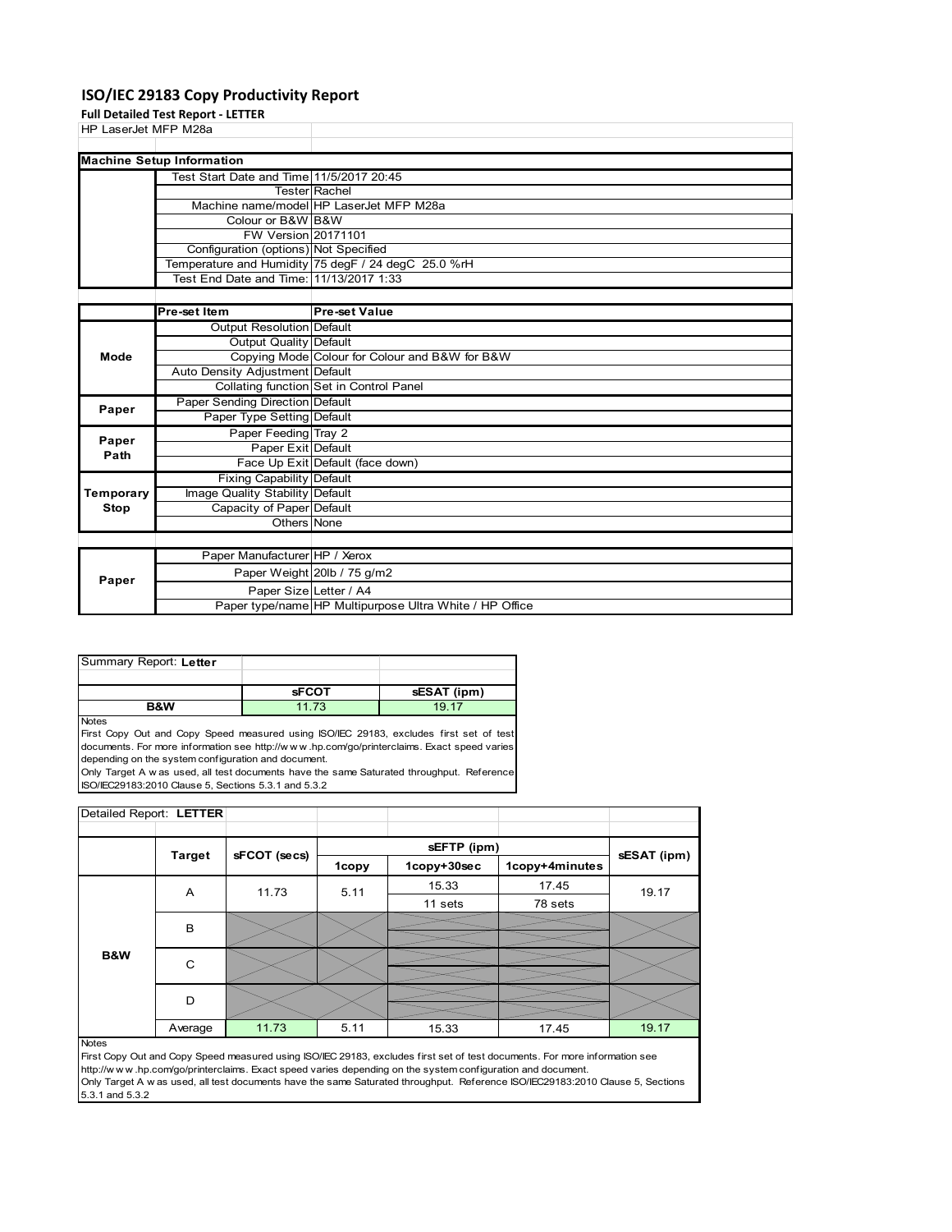## ISO/IEC 29183 Copy Productivity Report

**Full Detailed Test Report - LETTER**

HP LaserJet MFP M28a

| Machine Setup Information | | |
|---|---|---|
| | Test Start Date and Time | 11/5/2017 20:45 |
| | Tester | Rachel |
| | Machine name/model | HP LaserJet MFP M28a |
| | Colour or B&W | B&W |
| | FW Version | 20171101 |
| | Configuration (options) | Not Specified |
| | Temperature and Humidity | 75 degF / 24 degC 25.0 %rH |
| | Test End Date and Time: | 11/13/2017 1:33 |

| | Pre-set Item | Pre-set Value |
|---|---|---|
| Mode | Output Resolution | Default |
| | Output Quality | Default |
| | Copying Mode | Colour for Colour and B&W for B&W |
| | Auto Density Adjustment | Default |
| | Collating function | Set in Control Panel |
| Paper | Paper Sending Direction | Default |
| | Paper Type Setting | Default |
| Paper Path | Paper Feeding | Tray 2 |
| | Paper Exit | Default |
| | Face Up Exit | Default (face down) |
| Temporary Stop | Fixing Capability | Default |
| | Image Quality Stability | Default |
| | Capacity of Paper | Default |
| | Others | None |

| | | |
|---|---|---|
| Paper | Paper Manufacturer | HP / Xerox |
| | Paper Weight | 20lb / 75 g/m2 |
| | Paper Size | Letter / A4 |
| | Paper type/name | HP Multipurpose Ultra White / HP Office |

Summary Report: **Letter**

| | sFCOT | sESAT (ipm) |
|---|---|---|
| B&W | 11.73 | 19.17 |

Notes
First Copy Out and Copy Speed measured using ISO/IEC 29183, excludes first set of test documents. For more information see http://w w w .hp.com/go/printerclaims. Exact speed varies depending on the system configuration and document.
Only Target A w as used, all test documents have the same Saturated throughput. Reference ISO/IEC29183:2010 Clause 5, Sections 5.3.1 and 5.3.2

Detailed Report: **LETTER**

| | Target | sFCOT (secs) | sEFTP (ipm) | | | sESAT (ipm) |
|---|---|---|---|---|---|---|
| | | | 1copy | 1copy+30sec | 1copy+4minutes | |
| B&W | A | 11.73 | 5.11 | 15.33 | 17.45 | 19.17 |
| | | | | 11 sets | 78 sets | |
| | B | | | | | |
| | C | | | | | |
| | D | | | | | |
| | Average | 11.73 | 5.11 | 15.33 | 17.45 | 19.17 |

Notes
First Copy Out and Copy Speed measured using ISO/IEC 29183, excludes first set of test documents. For more information see http://w w w .hp.com/go/printerclaims. Exact speed varies depending on the system configuration and document.
Only Target A w as used, all test documents have the same Saturated throughput. Reference ISO/IEC29183:2010 Clause 5, Sections 5.3.1 and 5.3.2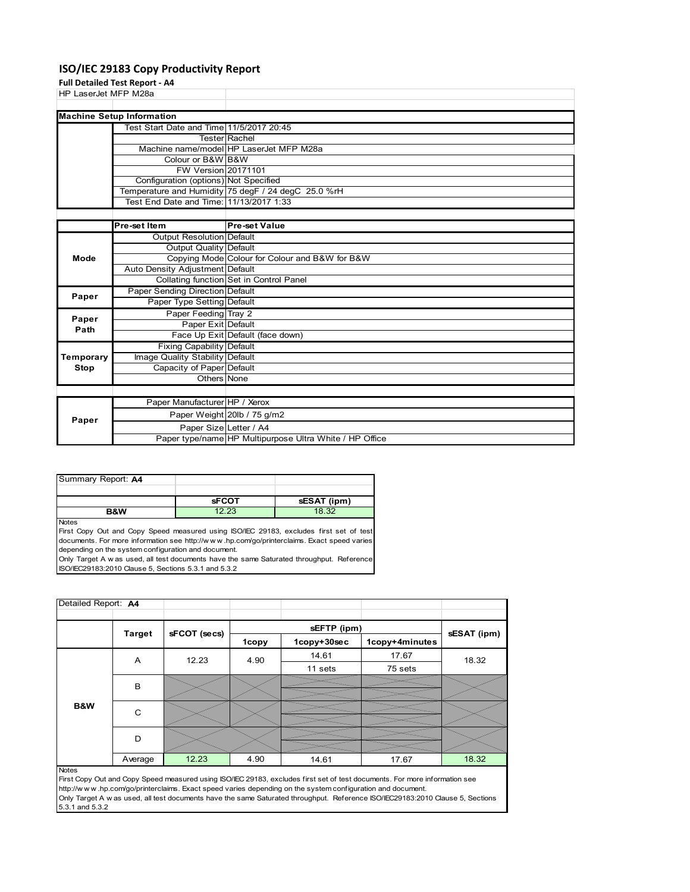# ISO/IEC 29183 Copy Productivity Report

**Full Detailed Test Report - A4**

HP LaserJet MFP M28a

| Machine Setup Information | | |
|---|---|---|
| | Test Start Date and Time | 11/5/2017 20:45 |
| | Tester | Rachel |
| | Machine name/model | HP LaserJet MFP M28a |
| | Colour or B&W | B&W |
| | FW Version | 20171101 |
| | Configuration (options) | Not Specified |
| | Temperature and Humidity | 75 degF / 24 degC 25.0 %rH |
| | Test End Date and Time: | 11/13/2017 1:33 |

| | Pre-set Item | Pre-set Value |
|---|---|---|
| Mode | Output Resolution | Default |
| | Output Quality | Default |
| | Copying Mode | Colour for Colour and B&W for B&W |
| | Auto Density Adjustment | Default |
| | Collating function | Set in Control Panel |
| Paper | Paper Sending Direction | Default |
| | Paper Type Setting | Default |
| Paper Path | Paper Feeding | Tray 2 |
| | Paper Exit | Default |
| | Face Up Exit | Default (face down) |
| Temporary Stop | Fixing Capability | Default |
| | Image Quality Stability | Default |
| | Capacity of Paper | Default |
| | Others | None |

| | | |
|---|---|---|
| Paper | Paper Manufacturer | HP / Xerox |
| | Paper Weight | 20lb / 75 g/m2 |
| | Paper Size | Letter / A4 |
| | Paper type/name | HP Multipurpose Ultra White / HP Office |

Summary Report: **A4**

| | sFCOT | sESAT (ipm) |
|---|---|---|
| B&W | 12.23 | 18.32 |

Notes
First Copy Out and Copy Speed measured using ISO/IEC 29183, excludes first set of test documents. For more information see http://w w w .hp.com/go/printerclaims. Exact speed varies depending on the system configuration and document.
Only Target A w as used, all test documents have the same Saturated throughput. Reference ISO/IEC29183:2010 Clause 5, Sections 5.3.1 and 5.3.2

Detailed Report: **A4**

| | Target | sFCOT (secs) | sEFTP (ipm) | | | sESAT (ipm) |
|---|---|---|---|---|---|---|
| | | | 1copy | 1copy+30sec | 1copy+4minutes | |
| B&W | A | 12.23 | 4.90 | 14.61 | 17.67 | 18.32 |
| | | | | 11 sets | 75 sets | |
| | B | | | | | |
| | C | | | | | |
| | D | | | | | |
| | Average | 12.23 | 4.90 | 14.61 | 17.67 | 18.32 |

Notes
First Copy Out and Copy Speed measured using ISO/IEC 29183, excludes first set of test documents. For more information see http://w w w .hp.com/go/printerclaims. Exact speed varies depending on the system configuration and document.
Only Target A w as used, all test documents have the same Saturated throughput. Reference ISO/IEC29183:2010 Clause 5, Sections 5.3.1 and 5.3.2